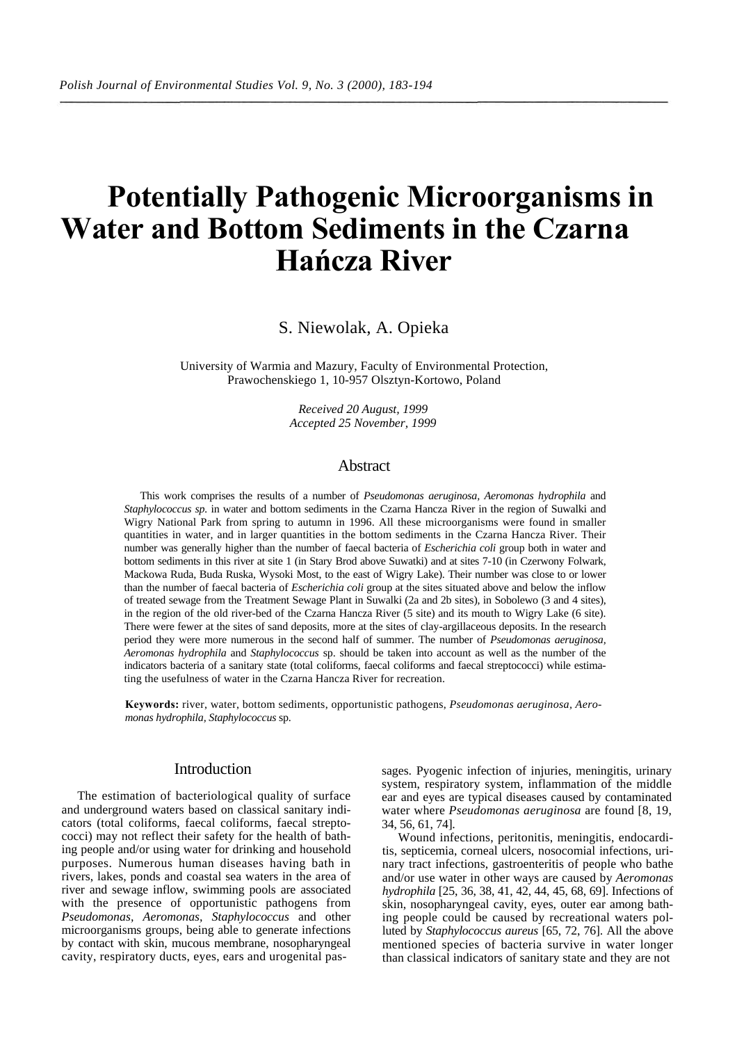# Potentially Pathogenic Microorganisms in Water and Bottom Sediments in the Czarna Hańcza River

S. Niewolak, A. Opieka

University of Warmia and Mazury, Faculty of Environmental Protection, Prawochenskiego 1, 10-957 Olsztyn-Kortowo, Poland

*Received 20 August, 1999*
*Accepted 25 November, 1999*

## Abstract

This work comprises the results of a number of *Pseudomonas aeruginosa, Aeromonas hydrophila* and *Staphylococcus sp.* in water and bottom sediments in the Czarna Hancza River in the region of Suwalki and Wigry National Park from spring to autumn in 1996. All these microorganisms were found in smaller quantities in water, and in larger quantities in the bottom sediments in the Czarna Hancza River. Their number was generally higher than the number of faecal bacteria of *Escherichia coli* group both in water and bottom sediments in this river at site 1 (in Stary Brod above Suwatki) and at sites 7-10 (in Czerwony Folwark, Mackowa Ruda, Buda Ruska, Wysoki Most, to the east of Wigry Lake). Their number was close to or lower than the number of faecal bacteria of *Escherichia coli* group at the sites situated above and below the inflow of treated sewage from the Treatment Sewage Plant in Suwalki (2a and 2b sites), in Sobolewo (3 and 4 sites), in the region of the old river-bed of the Czarna Hancza River (5 site) and its mouth to Wigry Lake (6 site). There were fewer at the sites of sand deposits, more at the sites of clay-argillaceous deposits. In the research period they were more numerous in the second half of summer. The number of *Pseudomonas aeruginosa, Aeromonas hydrophila* and *Staphylococcus* sp. should be taken into account as well as the number of the indicators bacteria of a sanitary state (total coliforms, faecal coliforms and faecal streptococci) while estimating the usefulness of water in the Czarna Hancza River for recreation.

**Keywords:** river, water, bottom sediments, opportunistic pathogens, *Pseudomonas aeruginosa, Aeromonas hydrophila, Staphylococcus* sp.

## Introduction

The estimation of bacteriological quality of surface and underground waters based on classical sanitary indicators (total coliforms, faecal coliforms, faecal streptococci) may not reflect their safety for the health of bathing people and/or using water for drinking and household purposes. Numerous human diseases having bath in rivers, lakes, ponds and coastal sea waters in the area of river and sewage inflow, swimming pools are associated with the presence of opportunistic pathogens from *Pseudomonas, Aeromonas, Staphylococcus* and other microorganisms groups, being able to generate infections by contact with skin, mucous membrane, nosopharyngeal cavity, respiratory ducts, eyes, ears and urogenital passages. Pyogenic infection of injuries, meningitis, urinary system, respiratory system, inflammation of the middle ear and eyes are typical diseases caused by contaminated water where *Pseudomonas aeruginosa* are found [8, 19, 34, 56, 61, 74].

Wound infections, peritonitis, meningitis, endocarditis, septicemia, corneal ulcers, nosocomial infections, urinary tract infections, gastroenteritis of people who bathe and/or use water in other ways are caused by *Aeromonas hydrophila* [25, 36, 38, 41, 42, 44, 45, 68, 69]. Infections of skin, nosopharyngeal cavity, eyes, outer ear among bathing people could be caused by recreational waters polluted by *Staphylococcus aureus* [65, 72, 76]. All the above mentioned species of bacteria survive in water longer than classical indicators of sanitary state and they are not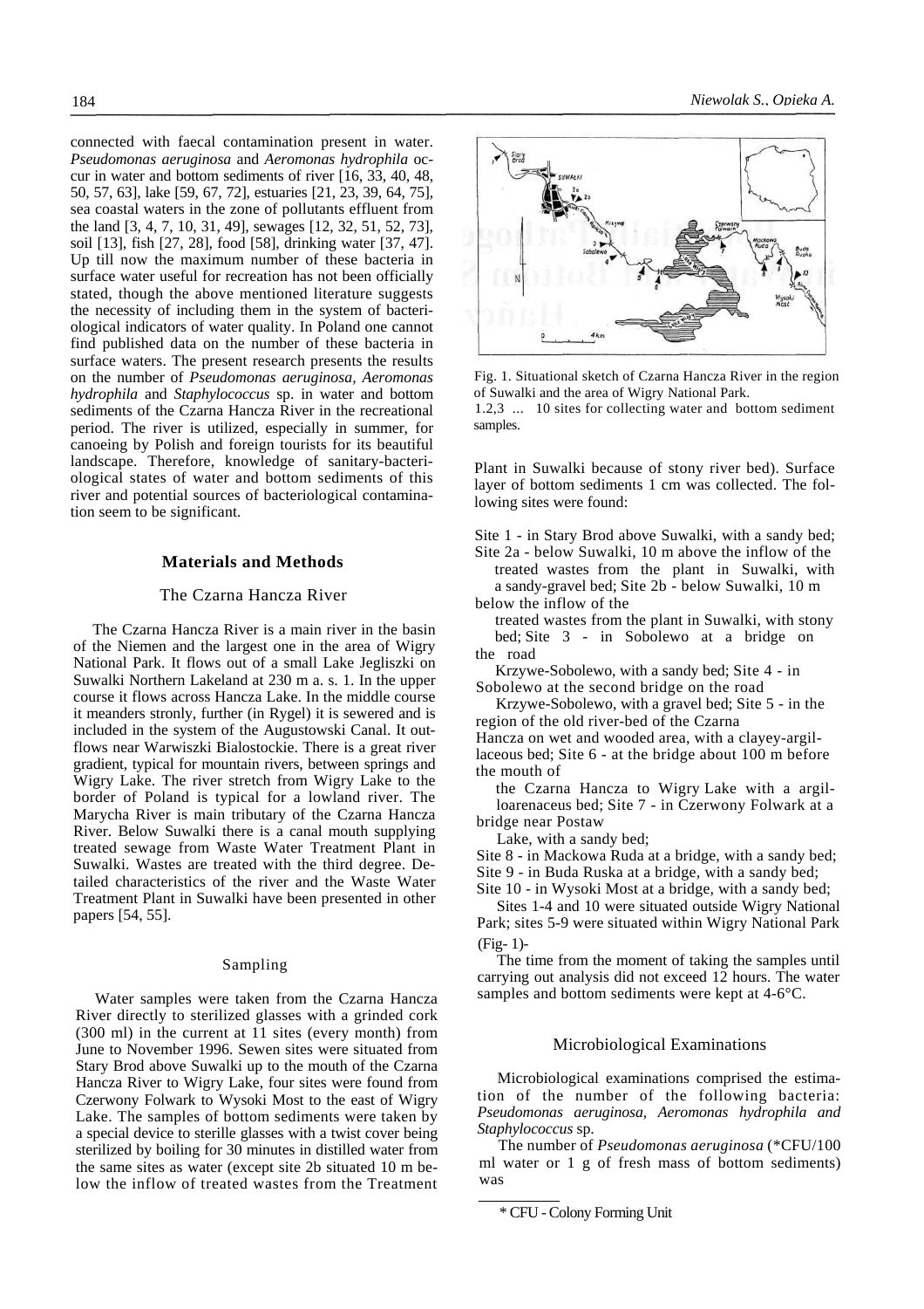connected with faecal contamination present in water. *Pseudomonas aeruginosa* and *Aeromonas hydrophila* occur in water and bottom sediments of river [16, 33, 40, 48, 50, 57, 63], lake [59, 67, 72], estuaries [21, 23, 39, 64, 75], sea coastal waters in the zone of pollutants effluent from the land [3, 4, 7, 10, 31, 49], sewages [12, 32, 51, 52, 73], soil [13], fish [27, 28], food [58], drinking water [37, 47]. Up till now the maximum number of these bacteria in surface water useful for recreation has not been officially stated, though the above mentioned literature suggests the necessity of including them in the system of bacteriological indicators of water quality. In Poland one cannot find published data on the number of these bacteria in surface waters. The present research presents the results on the number of *Pseudomonas aeruginosa, Aeromonas hydrophila* and *Staphylococcus* sp. in water and bottom sediments of the Czarna Hancza River in the recreational period. The river is utilized, especially in summer, for canoeing by Polish and foreign tourists for its beautiful landscape. Therefore, knowledge of sanitary-bacteriological states of water and bottom sediments of this river and potential sources of bacteriological contamination seem to be significant.

## Materials and Methods

### The Czarna Hancza River

The Czarna Hancza River is a main river in the basin of the Niemen and the largest one in the area of Wigry National Park. It flows out of a small Lake Jegliszki on Suwalki Northern Lakeland at 230 m a. s. 1. In the upper course it flows across Hancza Lake. In the middle course it meanders stronly, further (in Rygel) it is sewered and is included in the system of the Augustowski Canal. It outflows near Warwiszki Bialostockie. There is a great river gradient, typical for mountain rivers, between springs and Wigry Lake. The river stretch from Wigry Lake to the border of Poland is typical for a lowland river. The Marycha River is main tributary of the Czarna Hancza River. Below Suwalki there is a canal mouth supplying treated sewage from Waste Water Treatment Plant in Suwalki. Wastes are treated with the third degree. Detailed characteristics of the river and the Waste Water Treatment Plant in Suwalki have been presented in other papers [54, 55].

### Sampling

Water samples were taken from the Czarna Hancza River directly to sterilized glasses with a grinded cork (300 ml) in the current at 11 sites (every month) from June to November 1996. Sewen sites were situated from Stary Brod above Suwalki up to the mouth of the Czarna Hancza River to Wigry Lake, four sites were found from Czerwony Folwark to Wysoki Most to the east of Wigry Lake. The samples of bottom sediments were taken by a special device to sterile glasses with a twist cover being sterilized by boiling for 30 minutes in distilled water from the same sites as water (except site 2b situated 10 m below the inflow of treated wastes from the Treatment Plant in Suwalki because of stony river bed). Surface layer of bottom sediments 1 cm was collected. The following sites were found:

Fig. 1. Situational sketch of Czarna Hancza River in the region of Suwalki and the area of Wigry National Park.
1.2,3 ... 10 sites for collecting water and bottom sediment samples.

Site 1 - in Stary Brod above Suwalki, with a sandy bed;
Site 2a - below Suwalki, 10 m above the inflow of the treated wastes from the plant in Suwalki, with a sandy-gravel bed;
Site 2b - below Suwalki, 10 m below the inflow of the treated wastes from the plant in Suwalki, with stony bed;
Site 3 - in Sobolewo at a bridge on the road Krzywe-Sobolewo, with a sandy bed;
Site 4 - in Sobolewo at the second bridge on the road Krzywe-Sobolewo, with a gravel bed;
Site 5 - in the region of the old river-bed of the Czarna Hancza on wet and wooded area, with a clayey-argillaceous bed;
Site 6 - at the bridge about 100 m before the mouth of the Czarna Hancza to Wigry Lake with a argilloarenaceus bed;
Site 7 - in Czerwony Folwark at a bridge near Postaw Lake, with a sandy bed;
Site 8 - in Mackowa Ruda at a bridge, with a sandy bed;
Site 9 - in Buda Ruska at a bridge, with a sandy bed;
Site 10 - in Wysoki Most at a bridge, with a sandy bed;

Sites 1-4 and 10 were situated outside Wigry National Park; sites 5-9 were situated within Wigry National Park (Fig- 1)-

The time from the moment of taking the samples until carrying out analysis did not exceed 12 hours. The water samples and bottom sediments were kept at 4-6°C.

### Microbiological Examinations

Microbiological examinations comprised the estimation of the number of the following bacteria: *Pseudomonas aeruginosa, Aeromonas hydrophila and Staphylococcus* sp.

The number of *Pseudomonas aeruginosa* (*CFU/100 ml water or 1 g of fresh mass of bottom sediments) was

\* CFU - Colony Forming Unit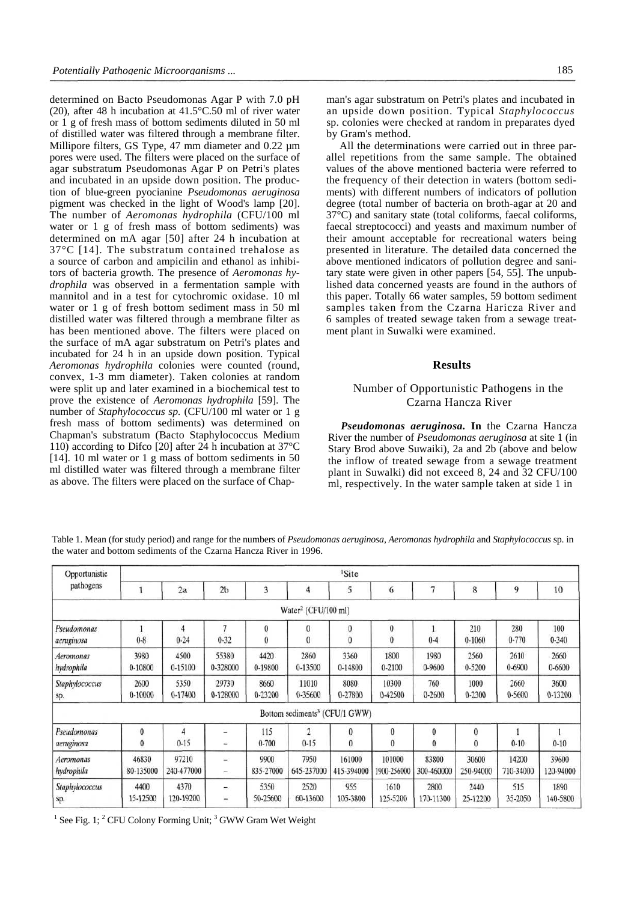determined on Bacto Pseudomonas Agar P with 7.0 pH (20), after 48 h incubation at 41.5°C.50 ml of river water or 1 g of fresh mass of bottom sediments diluted in 50 ml of distilled water was filtered through a membrane filter. Millipore filters, GS Type, 47 mm diameter and 0.22 µm pores were used. The filters were placed on the surface of agar substratum Pseudomonas Agar P on Petri's plates and incubated in an upside down position. The production of blue-green pyocianine *Pseudomonas aeruginosa* pigment was checked in the light of Wood's lamp [20]. The number of *Aeromonas hydrophila* (CFU/100 ml water or 1 g of fresh mass of bottom sediments) was determined on mA agar [50] after 24 h incubation at 37°C [14]. The substratum contained trehalose as a source of carbon and ampicilin and ethanol as inhibitors of bacteria growth. The presence of *Aeromonas hydrophila* was observed in a fermentation sample with mannitol and in a test for cytochromic oxidase. 10 ml water or 1 g of fresh bottom sediment mass in 50 ml distilled water was filtered through a membrane filter as has been mentioned above. The filters were placed on the surface of mA agar substratum on Petri's plates and incubated for 24 h in an upside down position. Typical *Aeromonas hydrophila* colonies were counted (round, convex, 1-3 mm diameter). Taken colonies at random were split up and later examined in a biochemical test to prove the existence of *Aeromonas hydrophila* [59]. The number of *Staphylococcus sp.* (CFU/100 ml water or 1 g fresh mass of bottom sediments) was determined on Chapman's substratum (Bacto Staphylococcus Medium 110) according to Difco [20] after 24 h incubation at 37°C [14]. 10 ml water or 1 g mass of bottom sediments in 50 ml distilled water was filtered through a membrane filter as above. The filters were placed on the surface of Chapman's agar substratum on Petri's plates and incubated in an upside down position. Typical *Staphylococcus* sp. colonies were checked at random in preparates dyed by Gram's method.

All the determinations were carried out in three parallel repetitions from the same sample. The obtained values of the above mentioned bacteria were referred to the frequency of their detection in waters (bottom sediments) with different numbers of indicators of pollution degree (total number of bacteria on broth-agar at 20 and 37°C) and sanitary state (total coliforms, faecal coliforms, faecal streptococci) and yeasts and maximum number of their amount acceptable for recreational waters being presented in literature. The detailed data concerned the above mentioned indicators of pollution degree and sanitary state were given in other papers [54, 55]. The unpublished data concerned yeasts are found in the authors of this paper. Totally 66 water samples, 59 bottom sediment samples taken from the Czarna Haricza River and 6 samples of treated sewage taken from a sewage treatment plant in Suwalki were examined.

## Results

### Number of Opportunistic Pathogens in the Czarna Hancza River

***Pseudomonas aeruginosa.*** **In** the Czarna Hancza River the number of *Pseudomonas aeruginosa* at site 1 (in Stary Brod above Suwaiki), 2a and 2b (above and below the inflow of treated sewage from a sewage treatment plant in Suwalki) did not exceed 8, 24 and 32 CFU/100 ml, respectively. In the water sample taken at side 1 in

Table 1. Mean (for study period) and range for the numbers of *Pseudomonas aeruginosa*, *Aeromonas hydrophila* and *Staphylococcus* sp. in the water and bottom sediments of the Czarna Hancza River in 1996.

| Opportunistic pathogens | Site[1] | | | | | | | | | | |
|---|---|---|---|---|---|---|---|---|---|---|---|
| | 1 | 2a | 2b | 3 | 4 | 5 | 6 | 7 | 8 | 9 | 10 |
| Water[2] (CFU/100 ml) | | | | | | | | | | | |
| *Pseudomonas aeruginosa* | 1<br>0-8 | 4<br>0-24 | 7<br>0-32 | 0<br>0 | 0<br>0 | 0<br>0 | 0<br>0 | 1<br>0-4 | 210<br>0-1060 | 280<br>0-770 | 100<br>0-340 |
| *Aeromonas hydrophila* | 3980<br>0-10800 | 4500<br>0-15100 | 55380<br>0-328000 | 4420<br>0-19800 | 2860<br>0-13500 | 3360<br>0-14800 | 1800<br>0-2100 | 1980<br>0-9600 | 2560<br>0-5200 | 2610<br>0-6900 | 2660<br>0-6600 |
| *Staphylococcus* sp. | 2600<br>0-10000 | 5350<br>0-17400 | 29730<br>0-128000 | 8660<br>0-23200 | 11010<br>0-35600 | 8080<br>0-27800 | 10300<br>0-42500 | 760<br>0-2600 | 1000<br>0-2300 | 2660<br>0-5600 | 3600<br>0-13200 |
| Bottom sediments[3] (CFU/1 GWW) | | | | | | | | | | | |
| *Pseudomonas aeruginosa* | 0<br>0 | 4<br>0-15 | –<br>– | 115<br>0-700 | 2<br>0-15 | 0<br>0 | 0<br>0 | 0<br>0 | 0<br>0 | 1<br>0-10 | 1<br>0-10 |
| *Aeromonas hydrophila* | 46830<br>80-135000 | 97210<br>240-477000 | –<br>– | 9900<br>835-27000 | 7950<br>645-237000 | 161000<br>415-394000 | 101000<br>1900-256000 | 83800<br>300-460000 | 30600<br>250-94000 | 14200<br>710-34000 | 39600<br>120-94000 |
| *Staphylococcus* sp. | 4400<br>15-12500 | 4370<br>120-19200 | –<br>– | 5350<br>50-25600 | 2520<br>60-13600 | 955<br>105-3800 | 1610<br>125-5200 | 2800<br>170-11300 | 2440<br>25-12200 | 515<br>35-2050 | 1890<br>140-5800 |

[1] See Fig. 1; [2] CFU Colony Forming Unit; [3] GWW Gram Wet Weight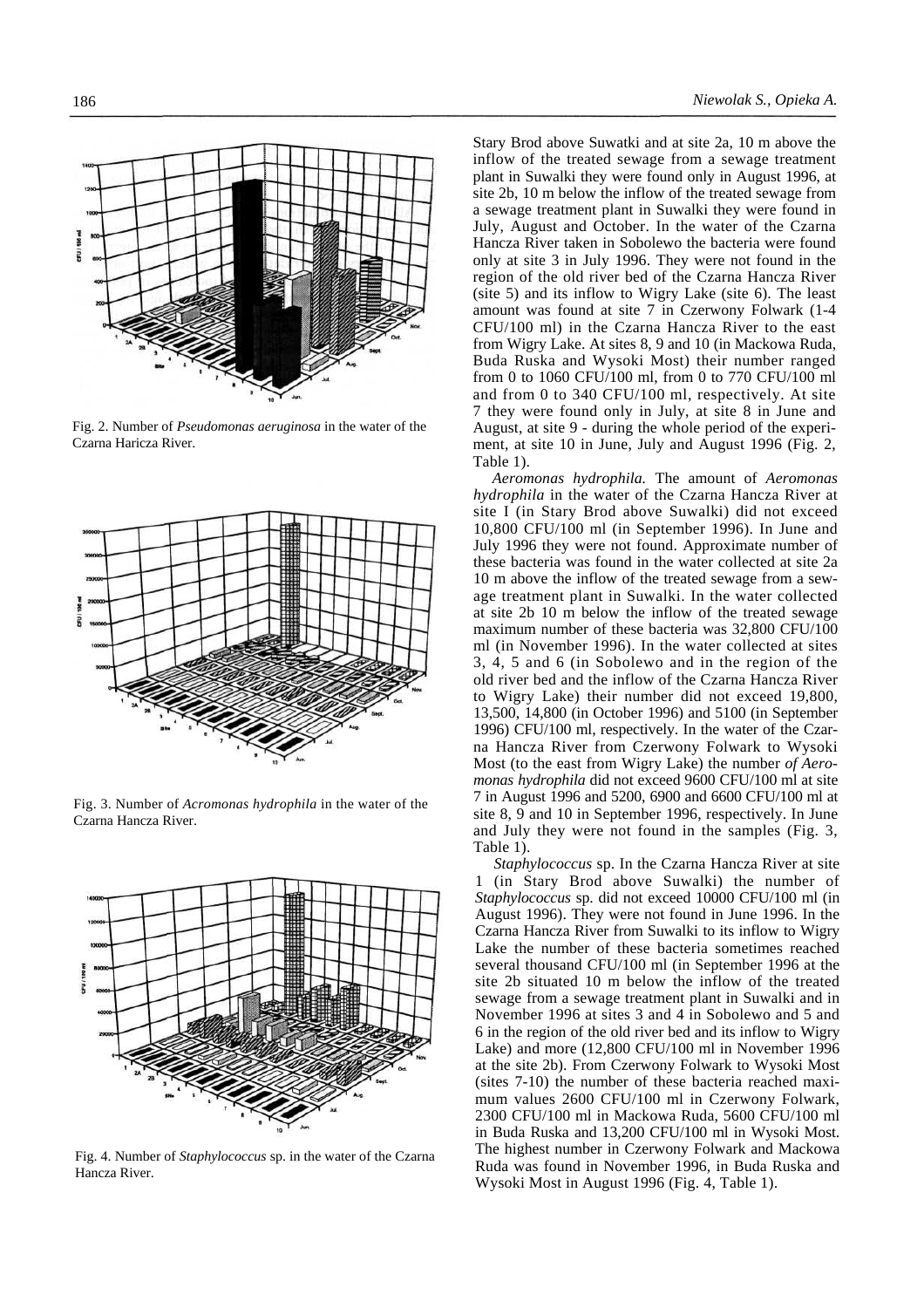Fig. 2. Number of *Pseudomonas aeruginosa* in the water of the Czarna Haricza River.

Fig. 3. Number of *Acromonas hydrophila* in the water of the Czarna Hancza River.

Fig. 4. Number of *Staphylococcus* sp. in the water of the Czarna Hancza River.

Stary Brod above Suwatki and at site 2a, 10 m above the inflow of the treated sewage from a sewage treatment plant in Suwalki they were found only in August 1996, at site 2b, 10 m below the inflow of the treated sewage from a sewage treatment plant in Suwalki they were found in July, August and October. In the water of the Czarna Hancza River taken in Sobolewo the bacteria were found only at site 3 in July 1996. They were not found in the region of the old river bed of the Czarna Hancza River (site 5) and its inflow to Wigry Lake (site 6). The least amount was found at site 7 in Czerwony Folwark (1-4 CFU/100 ml) in the Czarna Hancza River to the east from Wigry Lake. At sites 8, 9 and 10 (in Mackowa Ruda, Buda Ruska and Wysoki Most) their number ranged from 0 to 1060 CFU/100 ml, from 0 to 770 CFU/100 ml and from 0 to 340 CFU/100 ml, respectively. At site 7 they were found only in July, at site 8 in June and August, at site 9 - during the whole period of the experiment, at site 10 in June, July and August 1996 (Fig. 2, Table 1).

*Aeromonas hydrophila.* The amount of *Aeromonas hydrophila* in the water of the Czarna Hancza River at site I (in Stary Brod above Suwalki) did not exceed 10,800 CFU/100 ml (in September 1996). In June and July 1996 they were not found. Approximate number of these bacteria was found in the water collected at site 2a 10 m above the inflow of the treated sewage from a sewage treatment plant in Suwalki. In the water collected at site 2b 10 m below the inflow of the treated sewage maximum number of these bacteria was 32,800 CFU/100 ml (in November 1996). In the water collected at sites 3, 4, 5 and 6 (in Sobolewo and in the region of the old river bed and the inflow of the Czarna Hancza River to Wigry Lake) their number did not exceed 19,800, 13,500, 14,800 (in October 1996) and 5100 (in September 1996) CFU/100 ml, respectively. In the water of the Czarna Hancza River from Czerwony Folwark to Wysoki Most (to the east from Wigry Lake) the number *of Aeromonas hydrophila* did not exceed 9600 CFU/100 ml at site 7 in August 1996 and 5200, 6900 and 6600 CFU/100 ml at site 8, 9 and 10 in September 1996, respectively. In June and July they were not found in the samples (Fig. 3, Table 1).

*Staphylococcus* sp. In the Czarna Hancza River at site 1 (in Stary Brod above Suwalki) the number of *Staphylococcus* sp. did not exceed 10000 CFU/100 ml (in August 1996). They were not found in June 1996. In the Czarna Hancza River from Suwalki to its inflow to Wigry Lake the number of these bacteria sometimes reached several thousand CFU/100 ml (in September 1996 at the site 2b situated 10 m below the inflow of the treated sewage from a sewage treatment plant in Suwalki and in November 1996 at sites 3 and 4 in Sobolewo and 5 and 6 in the region of the old river bed and its inflow to Wigry Lake) and more (12,800 CFU/100 ml in November 1996 at the site 2b). From Czerwony Folwark to Wysoki Most (sites 7-10) the number of these bacteria reached maximum values 2600 CFU/100 ml in Czerwony Folwark, 2300 CFU/100 ml in Mackowa Ruda, 5600 CFU/100 ml in Buda Ruska and 13,200 CFU/100 ml in Wysoki Most. The highest number in Czerwony Folwark and Mackowa Ruda was found in November 1996, in Buda Ruska and Wysoki Most in August 1996 (Fig. 4, Table 1).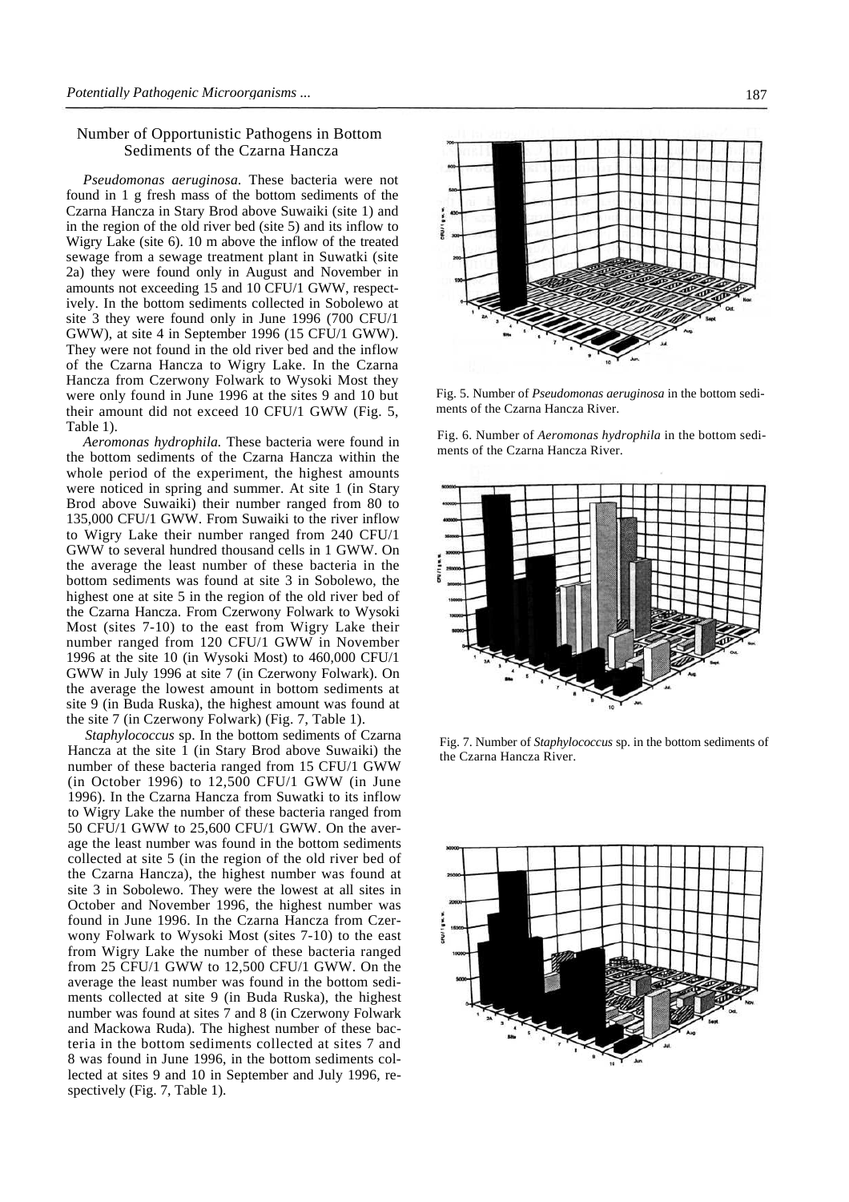## Number of Opportunistic Pathogens in Bottom Sediments of the Czarna Hancza

*Pseudomonas aeruginosa.* These bacteria were not found in 1 g fresh mass of the bottom sediments of the Czarna Hancza in Stary Brod above Suwaiki (site 1) and in the region of the old river bed (site 5) and its inflow to Wigry Lake (site 6). 10 m above the inflow of the treated sewage from a sewage treatment plant in Suwatki (site 2a) they were found only in August and November in amounts not exceeding 15 and 10 CFU/1 GWW, respectively. In the bottom sediments collected in Sobolewo at site 3 they were found only in June 1996 (700 CFU/1 GWW), at site 4 in September 1996 (15 CFU/1 GWW). They were not found in the old river bed and the inflow of the Czarna Hancza to Wigry Lake. In the Czarna Hancza from Czerwony Folwark to Wysoki Most they were only found in June 1996 at the sites 9 and 10 but their amount did not exceed 10 CFU/1 GWW (Fig. 5, Table 1).

*Aeromonas hydrophila.* These bacteria were found in the bottom sediments of the Czarna Hancza within the whole period of the experiment, the highest amounts were noticed in spring and summer. At site 1 (in Stary Brod above Suwaiki) their number ranged from 80 to 135,000 CFU/1 GWW. From Suwaiki to the river inflow to Wigry Lake their number ranged from 240 CFU/1 GWW to several hundred thousand cells in 1 GWW. On the average the least number of these bacteria in the bottom sediments was found at site 3 in Sobolewo, the highest one at site 5 in the region of the old river bed of the Czarna Hancza. From Czerwony Folwark to Wysoki Most (sites 7-10) to the east from Wigry Lake their number ranged from 120 CFU/1 GWW in November 1996 at the site 10 (in Wysoki Most) to 460,000 CFU/1 GWW in July 1996 at site 7 (in Czerwony Folwark). On the average the lowest amount in bottom sediments at site 9 (in Buda Ruska), the highest amount was found at the site 7 (in Czerwony Folwark) (Fig. 7, Table 1).

*Staphylococcus* sp. In the bottom sediments of Czarna Hancza at the site 1 (in Stary Brod above Suwaiki) the number of these bacteria ranged from 15 CFU/1 GWW (in October 1996) to 12,500 CFU/1 GWW (in June 1996). In the Czarna Hancza from Suwatki to its inflow to Wigry Lake the number of these bacteria ranged from 50 CFU/1 GWW to 25,600 CFU/1 GWW. On the average the least number was found in the bottom sediments collected at site 5 (in the region of the old river bed of the Czarna Hancza), the highest number was found at site 3 in Sobolewo. They were the lowest at all sites in October and November 1996, the highest number was found in June 1996. In the Czarna Hancza from Czerwony Folwark to Wysoki Most (sites 7-10) to the east from Wigry Lake the number of these bacteria ranged from 25 CFU/1 GWW to 12,500 CFU/1 GWW. On the average the least number was found in the bottom sediments collected at site 9 (in Buda Ruska), the highest number was found at sites 7 and 8 (in Czerwony Folwark and Mackowa Ruda). The highest number of these bacteria in the bottom sediments collected at sites 7 and 8 was found in June 1996, in the bottom sediments collected at sites 9 and 10 in September and July 1996, respectively (Fig. 7, Table 1).

Fig. 5. Number of *Pseudomonas aeruginosa* in the bottom sediments of the Czarna Hancza River.

Fig. 6. Number of *Aeromonas hydrophila* in the bottom sediments of the Czarna Hancza River.

Fig. 7. Number of *Staphylococcus* sp. in the bottom sediments of the Czarna Hancza River.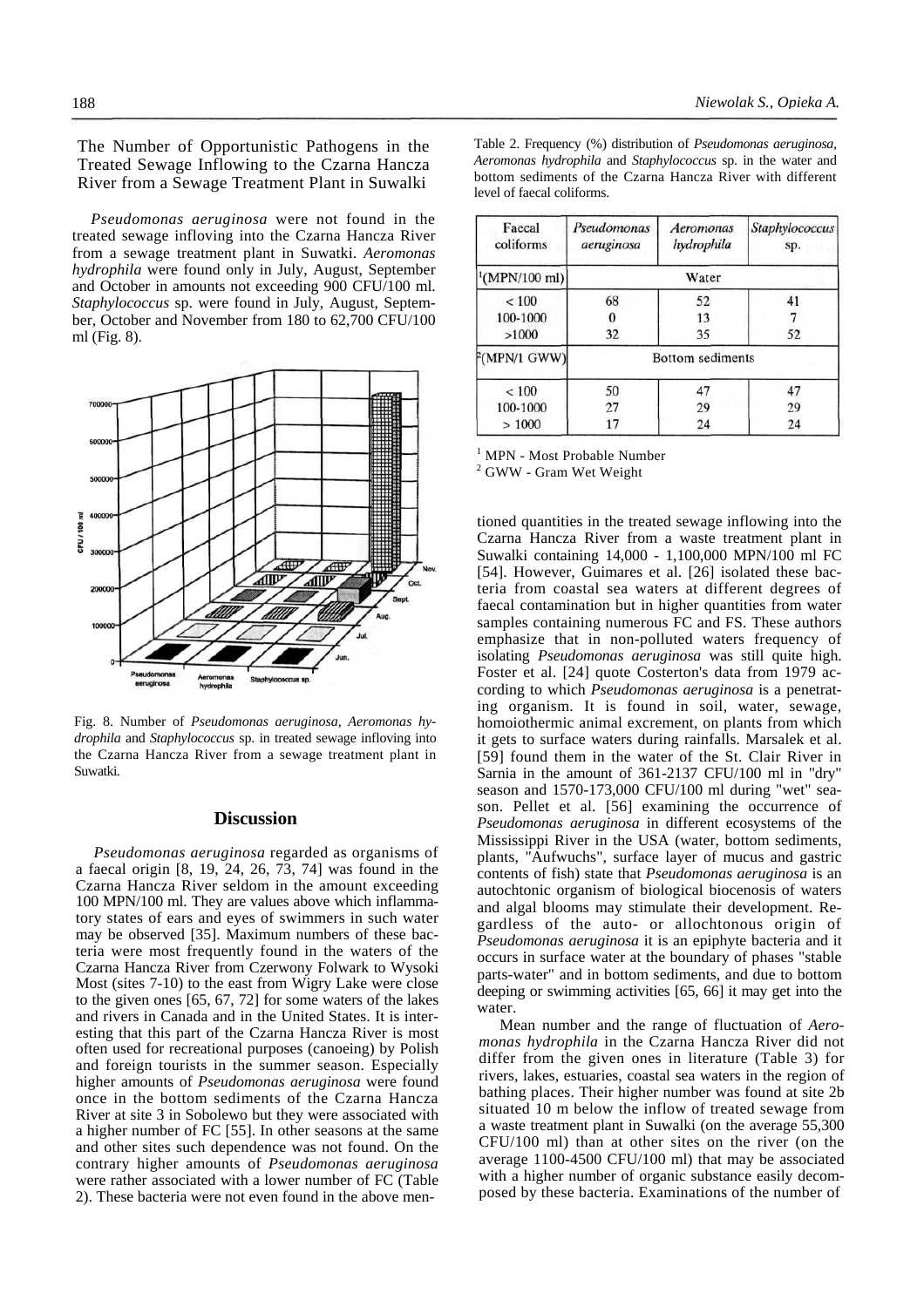### The Number of Opportunistic Pathogens in the Treated Sewage Inflowing to the Czarna Hancza River from a Sewage Treatment Plant in Suwalki

*Pseudomonas aeruginosa* were not found in the treated sewage infloving into the Czarna Hancza River from a sewage treatment plant in Suwatki. *Aeromonas hydrophila* were found only in July, August, September and October in amounts not exceeding 900 CFU/100 ml. *Staphylococcus* sp. were found in July, August, September, October and November from 180 to 62,700 CFU/100 ml (Fig. 8).

Fig. 8. Number of *Pseudomonas aeruginosa, Aeromonas hydrophila* and *Staphylococcus* sp. in treated sewage infloving into the Czarna Hancza River from a sewage treatment plant in Suwatki.

## Discussion

*Pseudomonas aeruginosa* regarded as organisms of a faecal origin [8, 19, 24, 26, 73, 74] was found in the Czarna Hancza River seldom in the amount exceeding 100 MPN/100 ml. They are values above which inflammatory states of ears and eyes of swimmers in such water may be observed [35]. Maximum numbers of these bacteria were most frequently found in the waters of the Czarna Hancza River from Czerwony Folwark to Wysoki Most (sites 7-10) to the east from Wigry Lake were close to the given ones [65, 67, 72] for some waters of the lakes and rivers in Canada and in the United States. It is interesting that this part of the Czarna Hancza River is most often used for recreational purposes (canoeing) by Polish and foreign tourists in the summer season. Especially higher amounts of *Pseudomonas aeruginosa* were found once in the bottom sediments of the Czarna Hancza River at site 3 in Sobolewo but they were associated with a higher number of FC [55]. In other seasons at the same and other sites such dependence was not found. On the contrary higher amounts of *Pseudomonas aeruginosa* were rather associated with a lower number of FC (Table 2). These bacteria were not even found in the above mentioned quantities in the treated sewage inflowing into the Czarna Hancza River from a waste treatment plant in Suwalki containing 14,000 - 1,100,000 MPN/100 ml FC [54]. However, Guimares et al. [26] isolated these bacteria from coastal sea waters at different degrees of faecal contamination but in higher quantities from water samples containing numerous FC and FS. These authors emphasize that in non-polluted waters frequency of isolating *Pseudomonas aeruginosa* was still quite high. Foster et al. [24] quote Costerton's data from 1979 according to which *Pseudomonas aeruginosa* is a penetrating organism. It is found in soil, water, sewage, homoiothermic animal excrement, on plants from which it gets to surface waters during rainfalls. Marsalek et al. [59] found them in the water of the St. Clair River in Sarnia in the amount of 361-2137 CFU/100 ml in "dry" season and 1570-173,000 CFU/100 ml during "wet" season. Pellet et al. [56] examining the occurrence of *Pseudomonas aeruginosa* in different ecosystems of the Mississippi River in the USA (water, bottom sediments, plants, "Aufwuchs", surface layer of mucus and gastric contents of fish) state that *Pseudomonas aeruginosa* is an autochtonic organism of biological biocenosis of waters and algal blooms may stimulate their development. Regardless of the auto- or allochtonous origin of *Pseudomonas aeruginosa* it is an epiphyte bacteria and it occurs in surface water at the boundary of phases "stable parts-water" and in bottom sediments, and due to bottom deeping or swimming activities [65, 66] it may get into the water.

Mean number and the range of fluctuation of *Aeromonas hydrophila* in the Czarna Hancza River did not differ from the given ones in literature (Table 3) for rivers, lakes, estuaries, coastal sea waters in the region of bathing places. Their higher number was found at site 2b situated 10 m below the inflow of treated sewage from a waste treatment plant in Suwalki (on the average 55,300 CFU/100 ml) than at other sites on the river (on the average 1100-4500 CFU/100 ml) that may be associated with a higher number of organic substance easily decomposed by these bacteria. Examinations of the number of

Table 2. Frequency (%) distribution of *Pseudomonas aeruginosa, Aeromonas hydrophila* and *Staphylococcus* sp. in the water and bottom sediments of the Czarna Hancza River with different level of faecal coliforms.

| Faecal coliforms | *Pseudomonas aeruginosa* | *Aeromonas hydrophila* | *Staphylococcus* sp. |
|---|---|---|---|
| [1](MPN/100 ml) | Water | | |
| < 100 | 68 | 52 | 41 |
| 100-1000 | 0 | 13 | 7 |
| >1000 | 32 | 35 | 52 |
| [2](MPN/1 GWW) | Bottom sediments | | |
| < 100 | 50 | 47 | 47 |
| 100-1000 | 27 | 29 | 29 |
| > 1000 | 17 | 24 | 24 |

[1] MPN - Most Probable Number
[2] GWW - Gram Wet Weight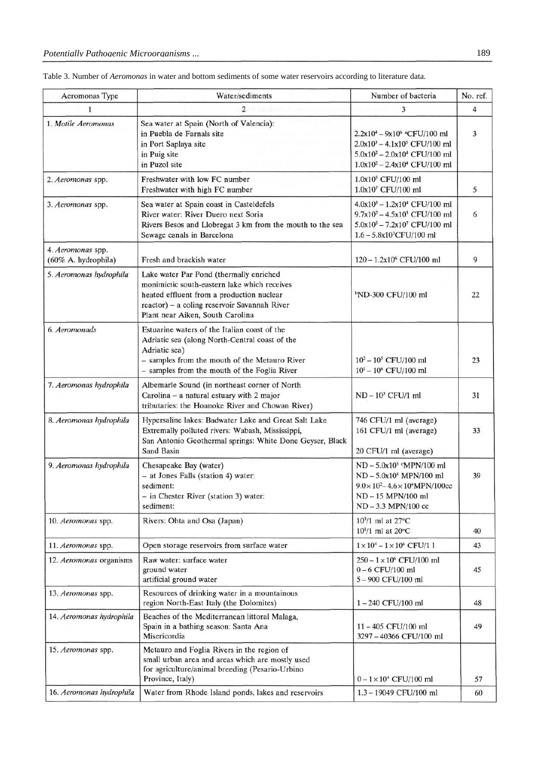Table 3. Number of *Aeromonas* in water and bottom sediments of some water reservoirs according to literature data.

| Aeromonas Type | Water/sediments | Number of bacteria | No. ref. |
|---|---|---|---|
| 1 | 2 | 3 | 4 |
| 1. *Motile Aeromonas* | Sea water at Spain (North of Valencia):<br>in Puebla de Farnals site<br>in Port Saplaya site<br>in Puig site<br>in Puzol site | <br>$2.2x10^4 - 9x10^6$ [a]CFU/100 ml<br>$2.0x10^3 - 4.1x10^5$ CFU/100 ml<br>$5.0x10^2 - 2.0x10^4$ CFU/100 ml<br>$1.0x10^2 - 2.4x10^4$ CFU/100 ml | 3 |
| 2. *Aeromonas* spp. | Freshwater with low FC number<br>Freshwater with high FC number | $1.0x10^5$ CFU/100 ml<br>$1.0x10^7$ CFU/100 ml | 5 |
| 3. *Aeromonas* spp. | Sea water at Spain coast in Casteldefels<br>River water: River Duero next Soria<br>Rivers Besos and Llobregat 3 km from the mouth to the sea<br>Sewage canals in Barcelona | $4.0x10^3 - 1.2x10^4$ CFU/100 ml<br>$9.7x10^2 - 4.5x10^3$ CFU/100 ml<br>$5.0x10^5 - 7.2x10^7$ CFU/100 ml<br>$1.6 - 5.8x10^3$CFU/100 ml | 6 |
| 4. *Aeromonas* spp.<br>(60% A. hydrophila) | Fresh and brackish water | $120 - 1.2x10^6$ CFU/100 ml | 9 |
| 5. *Aeromonas hydrophila* | Lake water Par Pond (thermally enriched monimictic south-eastern lake which receives heated effluent from a production nuclear reactor) – a coling reservoir Savannah River Plant near Aiken, South Carolina | [b]ND-300 CFU/100 ml | 22 |
| 6. *Aeromonads* | Estuarine waters of the Italian coast of the Adriatic sea (along North-Central coast of the Adriatic sea)<br>– samples from the mouth of the Metauro River<br>– samples from the mouth of the Foglia River | <br><br><br>$10^2 - 10^5$ CFU/100 ml<br>$10^1 - 10^6$ CFU/100 ml | 23 |
| 7. *Aeromonas hydrophila* | Albemarle Sound (in northeast corner of North Carolina – a natural estuary with 2 major tributaries: the Hoanoke River and Chowan River) | $ND - 10^3$ CFU/1 ml | 31 |
| 8. *Aeromonas hydrophila* | Hypersaline lakes: Badwater Lake and Great Salt Lake<br>Extremally polluted rivers: Wabash, Mississippi,<br>San Antonio Geothermal springs: White Done Geyser, Black Sand Basin | 746 CFU/1 ml (average)<br>161 CFU/1 ml (average)<br><br>20 CFU/1 ml (average) | 33 |
| 9. *Aeromonas hydrophila* | Chesapeake Bay (water)<br>– at Jones Falls (station 4) water:<br>sediment:<br>– in Chester River (station 3) water:<br>sediment: | $ND - 5.0x10^5$ [c]MPN/100 ml<br>$ND - 5.0x10^4$ MPN/100 ml<br>$9.0\times10^2 - 4.6\times10^4$MPN/100cc<br>ND – 15 MPN/100 ml<br>ND – 3.3 MPN/100 cc | 39 |
| 10. *Aeromonas* spp. | Rivers: Ohta and Osa (Japan) | $10^3$/1 ml at 27°C<br>$10^1$/1 ml at 20°C | 40 |
| 11. *Aeromonas* spp. | Open storage reservoirs from surface water | $1\times10^4 - 1\times10^6$ CFU/1 l | 43 |
| 12. *Aeromonas* organisms | Raw water: surface water<br>ground water<br>artificial ground water | $250 - 1\times10^6$ CFU/100 ml<br>0 – 6 CFU/100 ml<br>5 – 900 CFU/100 ml | 45 |
| 13. *Aeromonas* spp. | Resources of drinking water in a mountainous region North-East Italy (the Dolomites) | 1 – 240 CFU/100 ml | 48 |
| 14. *Aeromonas hydrophila* | Beaches of the Mediterranean littoral Malaga, Spain in a bathing season: Santa Ana<br>Misericordia | <br>11 – 405 CFU/100 ml<br>3297 – 40366 CFU/100 ml | 49 |
| 15. *Aeromonas* spp. | Metauro and Foglia Rivers in the region of small urban area and areas which are mostly used for agriculture/animal breeding (Pesario-Urbino Province, Italy) | $0 - 1\times10^4$ CFU/100 ml | 57 |
| 16. *Aeromonas hydrophila* | Water from Rhode Island ponds, lakes and reservoirs | 1.3 – 19049 CFU/100 ml | 60 |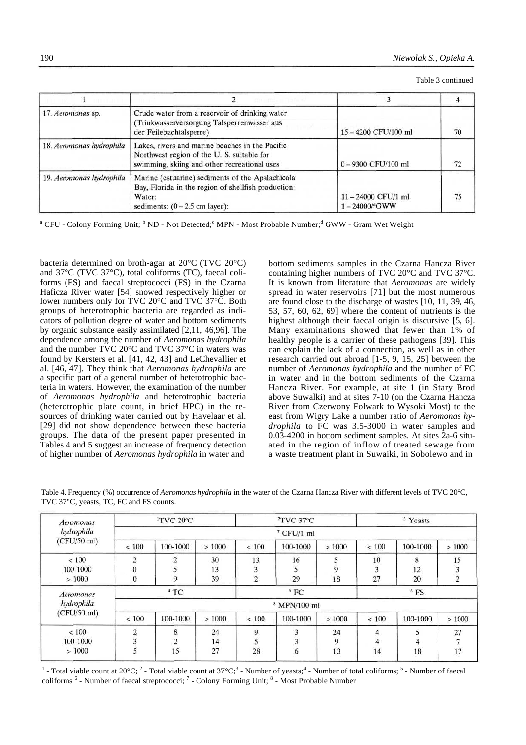Table 3 continued

| 1 | 2 | 3 | 4 |
|---|---|---|---|
| 17. *Aeromonas* sp. | Crude water from a reservoir of drinking water (Trinkwasserversorgung Talsperrenwasser aus der Feilebachtalsperre) | 15 – 4200 CFU/100 ml | 70 |
| 18. *Aeromonas hydrophila* | Lakes, rivers and marine beaches in the Pacific Northwest region of the U. S. suitable for swimming, skiing and other recreational uses | 0 – 9300 CFU/100 ml | 72 |
| 19. *Aeromonas hydrophila* | Marine (estuarine) sediments of the Apalachicola Bay, Florida in the region of shellfish production: Water: sediments: (0 – 2.5 cm layer): | 11 – 24000 CFU/1 ml 1 – 24000/[d]GWW | 75 |

[a] CFU - Colony Forming Unit; [b] ND - Not Detected; [c] MPN - Most Probable Number; [d] GWW - Gram Wet Weight

bacteria determined on broth-agar at 20°C (TVC 20°C) and 37°C (TVC 37°C), total coliforms (TC), faecal coliforms (FS) and faecal streptococci (FS) in the Czarna Haficza River water [54] snowed respectively higher or lower numbers only for TVC 20°C and TVC 37°C. Both groups of heterotrophic bacteria are regarded as indicators of pollution degree of water and bottom sediments by organic substance easily assimilated [2,11, 46,96]. The dependence among the number of *Aeromonas hydrophila* and the number TVC 20°C and TVC 37°C in waters was found by Kersters et al. [41, 42, 43] and LeChevallier et al. [46, 47]. They think that *Aeromonas hydrophila* are a specific part of a general number of heterotrophic bacteria in waters. However, the examination of the number of *Aeromonas hydrophila* and heterotrophic bacteria (heterotrophic plate count, in brief HPC) in the resources of drinking water carried out by Havelaar et al. [29] did not show dependence between these bacteria groups. The data of the present paper presented in Tables 4 and 5 suggest an increase of frequency detection of higher number of *Aeromonas hydrophila* in water and bottom sediments samples in the Czarna Hancza River containing higher numbers of TVC 20°C and TVC 37°C. It is known from literature that *Aeromonas* are widely spread in water reservoirs [71] but the most numerous are found close to the discharge of wastes [10, 11, 39, 46, 53, 57, 60, 62, 69] where the content of nutrients is the highest although their faecal origin is discursive [5, 6]. Many examinations showed that fewer than 1% of healthy people is a carrier of these pathogens [39]. This can explain the lack of a connection, as well as in other research carried out abroad [1-5, 9, 15, 25] between the number of *Aeromonas hydrophila* and the number of FC in water and in the bottom sediments of the Czarna Hancza River. For example, at site 1 (in Stary Brod above Suwalki) and at sites 7-10 (on the Czarna Hancza River from Czerwony Folwark to Wysoki Most) to the east from Wigry Lake a number ratio of *Aeromonas hydrophila* to FC was 3.5-3000 in water samples and 0.03-4200 in bottom sediment samples. At sites 2a-6 situated in the region of inflow of treated sewage from a waste treatment plant in Suwaiki, in Sobolewo and in

Table 4. Frequency (%) occurrence of *Aeromonas hydrophila* in the water of the Czarna Hancza River with different levels of TVC 20°C, TVC 37"C, yeasts, TC, FC and FS counts.

| *Aeromonas hydrophila* (CFU/50 ml) | [1]TVC 20°C | | | [2]TVC 37°C | | | [3] Yeasts | | |
|---|---|---|---|---|---|---|---|---|---|
| | [7] CFU/1 ml | | | | | | | | |
| | < 100 | 100-1000 | > 1000 | < 100 | 100-1000 | > 1000 | < 100 | 100-1000 | > 1000 |
| < 100 | 2 | 2 | 30 | 13 | 16 | 5 | 10 | 8 | 15 |
| 100-1000 | 0 | 5 | 13 | 3 | 5 | 9 | 3 | 12 | 3 |
| > 1000 | 0 | 9 | 39 | 2 | 29 | 18 | 27 | 20 | 2 |
| *Aeromonas hydrophila* (CFU/50 ml) | [4] TC | | | [5] FC | | | [6] FS | | |
| | [8] MPN/100 ml | | | | | | | | |
| | < 100 | 100-1000 | > 1000 | < 100 | 100-1000 | > 1000 | < 100 | 100-1000 | > 1000 |
| < 100 | 2 | 8 | 24 | 9 | 3 | 24 | 4 | 5 | 27 |
| 100-1000 | 3 | 2 | 14 | 5 | 3 | 9 | 4 | 4 | 7 |
| > 1000 | 5 | 15 | 27 | 28 | 6 | 13 | 14 | 18 | 17 |

[1] - Total viable count at 20°C; [2] - Total viable count at 37°C; [3] - Number of yeasts; [4] - Number of total coliforms; [5] - Number of faecal coliforms [6] - Number of faecal streptococci; [7] - Colony Forming Unit; [8] - Most Probable Number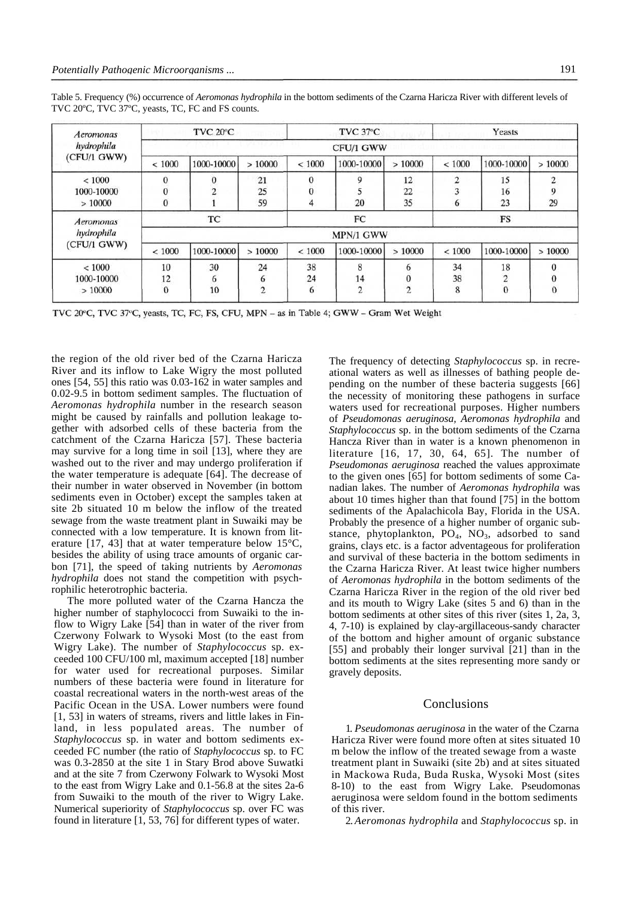Table 5. Frequency (%) occurrence of *Aeromonas hydrophila* in the bottom sediments of the Czarna Haricza River with different levels of TVC 20°C, TVC 37°C, yeasts, TC, FC and FS counts.

| *Aeromonas hydrophila* (CFU/1 GWW) | TVC 20°C | | | TVC 37°C | | | Yeasts | | |
|---|---|---|---|---|---|---|---|---|---|
| | CFU/1 GWW | | | | | | | | |
| | < 1000 | 1000-10000 | > 10000 | < 1000 | 1000-10000 | > 10000 | < 1000 | 1000-10000 | > 10000 |
| < 1000 | 0 | 0 | 21 | 0 | 9 | 12 | 2 | 15 | 2 |
| 1000-10000 | 0 | 2 | 25 | 0 | 5 | 22 | 3 | 16 | 9 |
| > 10000 | 0 | 1 | 59 | 4 | 20 | 35 | 6 | 23 | 29 |
| *Aeromonas hydrophila* (CFU/1 GWW) | TC | | | FC | | | FS | | |
| | MPN/1 GWW | | | | | | | | |
| | < 1000 | 1000-10000 | > 10000 | < 1000 | 1000-10000 | > 10000 | < 1000 | 1000-10000 | > 10000 |
| < 1000 | 10 | 30 | 24 | 38 | 8 | 6 | 34 | 18 | 0 |
| 1000-10000 | 12 | 6 | 6 | 24 | 14 | 0 | 38 | 2 | 0 |
| > 10000 | 0 | 10 | 2 | 6 | 2 | 2 | 8 | 0 | 0 |

TVC 20°C, TVC 37°C, yeasts, TC, FC, FS, CFU, MPN – as in Table 4; GWW – Gram Wet Weight

the region of the old river bed of the Czarna Haricza River and its inflow to Lake Wigry the most polluted ones [54, 55] this ratio was 0.03-162 in water samples and 0.02-9.5 in bottom sediment samples. The fluctuation of *Aeromonas hydrophila* number in the research season might be caused by rainfalls and pollution leakage together with adsorbed cells of these bacteria from the catchment of the Czarna Haricza [57]. These bacteria may survive for a long time in soil [13], where they are washed out to the river and may undergo proliferation if the water temperature is adequate [64]. The decrease of their number in water observed in November (in bottom sediments even in October) except the samples taken at site 2b situated 10 m below the inflow of the treated sewage from the waste treatment plant in Suwaiki may be connected with a low temperature. It is known from literature [17, 43] that at water temperature below 15°C, besides the ability of using trace amounts of organic carbon [71], the speed of taking nutrients by *Aeromonas hydrophila* does not stand the competition with psychrophilic heterotrophic bacteria.

The more polluted water of the Czarna Hancza the higher number of staphylococci from Suwaiki to the inflow to Wigry Lake [54] than in water of the river from Czerwony Folwark to Wysoki Most (to the east from Wigry Lake). The number of *Staphylococcus* sp. exceeded 100 CFU/100 ml, maximum accepted [18] number for water used for recreational purposes. Similar numbers of these bacteria were found in literature for coastal recreational waters in the north-west areas of the Pacific Ocean in the USA. Lower numbers were found [1, 53] in waters of streams, rivers and little lakes in Finland, in less populated areas. The number of *Staphylococcus* sp. in water and bottom sediments exceeded FC number (the ratio of *Staphylococcus* sp. to FC was 0.3-2850 at the site 1 in Stary Brod above Suwatki and at the site 7 from Czerwony Folwark to Wysoki Most to the east from Wigry Lake and 0.1-56.8 at the sites 2a-6 from Suwaiki to the mouth of the river to Wigry Lake. Numerical superiority of *Staphylococcus* sp. over FC was found in literature [1, 53, 76] for different types of water.

The frequency of detecting *Staphylococcus* sp. in recreational waters as well as illnesses of bathing people depending on the number of these bacteria suggests [66] the necessity of monitoring these pathogens in surface waters used for recreational purposes. Higher numbers of *Pseudomonas aeruginosa, Aeromonas hydrophila* and *Staphylococcus* sp. in the bottom sediments of the Czarna Hancza River than in water is a known phenomenon in literature [16, 17, 30, 64, 65]. The number of *Pseudomonas aeruginosa* reached the values approximate to the given ones [65] for bottom sediments of some Canadian lakes. The number of *Aeromonas hydrophila* was about 10 times higher than that found [75] in the bottom sediments of the Apalachicola Bay, Florida in the USA. Probably the presence of a higher number of organic substance, phytoplankton, $PO_4$, $NO_3$, adsorbed to sand grains, clays etc. is a factor adventageous for proliferation and survival of these bacteria in the bottom sediments in the Czarna Haricza River. At least twice higher numbers of *Aeromonas hydrophila* in the bottom sediments of the Czarna Haricza River in the region of the old river bed and its mouth to Wigry Lake (sites 5 and 6) than in the bottom sediments at other sites of this river (sites 1, 2a, 3, 4, 7-10) is explained by clay-argillaceous-sandy character of the bottom and higher amount of organic substance [55] and probably their longer survival [21] than in the bottom sediments at the sites representing more sandy or gravely deposits.

## Conclusions

1. *Pseudomonas aeruginosa* in the water of the Czarna Haricza River were found more often at sites situated 10 m below the inflow of the treated sewage from a waste treatment plant in Suwaiki (site 2b) and at sites situated in Mackowa Ruda, Buda Ruska, Wysoki Most (sites 8-10) to the east from Wigry Lake. Pseudomonas aeruginosa were seldom found in the bottom sediments of this river.

2. *Aeromonas hydrophila* and *Staphylococcus* sp. in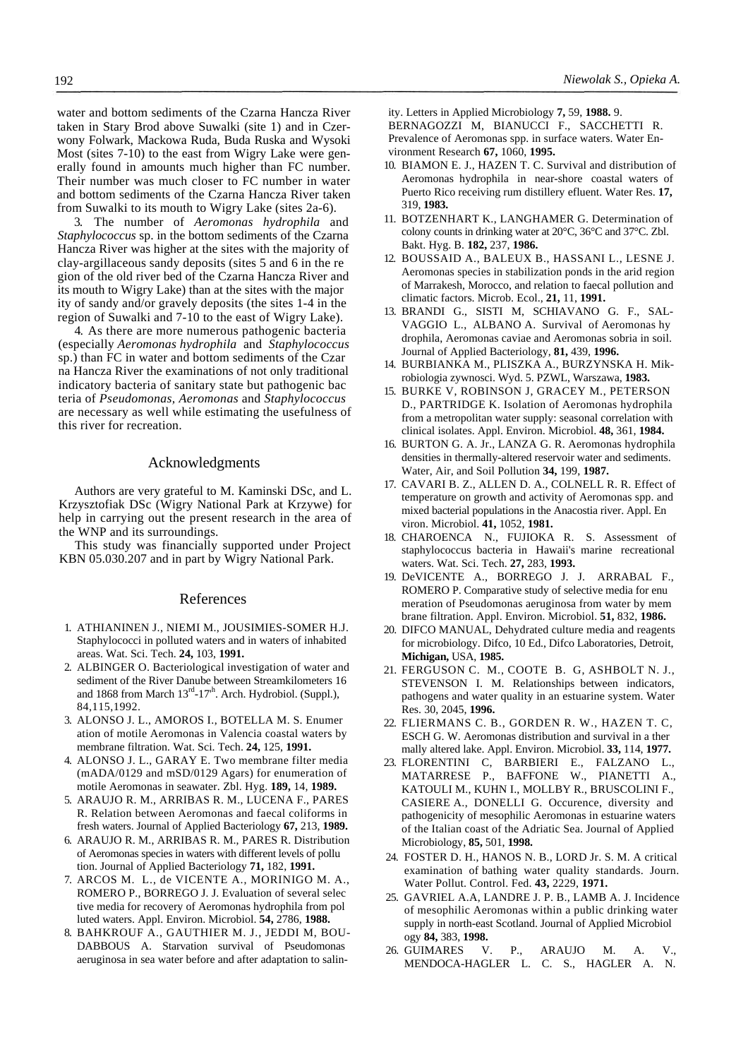water and bottom sediments of the Czarna Hancza River taken in Stary Brod above Suwalki (site 1) and in Czerwony Folwark, Mackowa Ruda, Buda Ruska and Wysoki Most (sites 7-10) to the east from Wigry Lake were generally found in amounts much higher than FC number. Their number was much closer to FC number in water and bottom sediments of the Czarna Hancza River taken from Suwalki to its mouth to Wigry Lake (sites 2a-6).

3. The number of *Aeromonas hydrophila* and *Staphylococcus* sp. in the bottom sediments of the Czarna Hancza River was higher at the sites with the majority of clay-argillaceous sandy deposits (sites 5 and 6 in the region of the old river bed of the Czarna Hancza River and its mouth to Wigry Lake) than at the sites with the majority of sandy and/or gravely deposits (the sites 1-4 in the region of Suwalki and 7-10 to the east of Wigry Lake).

4. As there are more numerous pathogenic bacteria (especially *Aeromonas hydrophila* and *Staphylococcus* sp.) than FC in water and bottom sediments of the Czarna Hancza River the examinations of not only traditional indicatory bacteria of sanitary state but pathogenic bacteria of *Pseudomonas*, *Aeromonas* and *Staphylococcus* are necessary as well while estimating the usefulness of this river for recreation.

## Acknowledgments

Authors are very grateful to M. Kaminski DSc, and L. Krzysztofiak DSc (Wigry National Park at Krzywe) for help in carrying out the present research in the area of the WNP and its surroundings.

This study was financially supported under Project KBN 05.030.207 and in part by Wigry National Park.

## References

1. ATHIANINEN J., NIEMI M., JOUSIMIES-SOMER H.J. Staphylococci in polluted waters and in waters of inhabited areas. Wat. Sci. Tech. **24,** 103, **1991.**
2. ALBINGER O. Bacteriological investigation of water and sediment of the River Danube between Streamkilometers 16 and 1868 from March 13rd-17th. Arch. Hydrobiol. (Suppl.), 84,115,1992.
3. ALONSO J. L., AMOROS I., BOTELLA M. S. Enumeration of motile Aeromonas in Valencia coastal waters by membrane filtration. Wat. Sci. Tech. **24,** 125, **1991.**
4. ALONSO J. L., GARAY E. Two membrane filter media (mADA/0129 and mSD/0129 Agars) for enumeration of motile Aeromonas in seawater. Zbl. Hyg. **189,** 14, **1989.**
5. ARAUJO R. M., ARRIBAS R. M., LUCENA F., PARES R. Relation between Aeromonas and faecal coliforms in fresh waters. Journal of Applied Bacteriology **67,** 213, **1989.**
6. ARAUJO R. M., ARRIBAS R. M., PARES R. Distribution of Aeromonas species in waters with different levels of pollution. Journal of Applied Bacteriology **71,** 182, **1991.**
7. ARCOS M. L., de VICENTE A., MORINIGO M. A., ROMERO P., BORREGO J. J. Evaluation of several selective media for recovery of Aeromonas hydrophila from polluted waters. Appl. Environ. Microbiol. **54,** 2786, **1988.**
8. BAHKROUF A., GAUTHIER M. J., JEDDI M, BOUDABBOUS A. Starvation survival of Pseudomonas aeruginosa in sea water before and after adaptation to salinity. Letters in Applied Microbiology **7,** 59, **1988.**
9. BERNAGOZZI M, BIANUCCI F., SACCHETTI R. Prevalence of Aeromonas spp. in surface waters. Water Environment Research **67,** 1060, **1995.**
10. BIAMON E. J., HAZEN T. C. Survival and distribution of Aeromonas hydrophila in near-shore coastal waters of Puerto Rico receiving rum distillery effluent. Water Res. **17,** 319, **1983.**
11. BOTZENHART K., LANGHAMER G. Determination of colony counts in drinking water at 20°C, 36°C and 37°C. Zbl. Bakt. Hyg. B. **182,** 237, **1986.**
12. BOUSSAID A., BALEUX B., HASSANI L., LESNE J. Aeromonas species in stabilization ponds in the arid region of Marrakesh, Morocco, and relation to faecal pollution and climatic factors. Microb. Ecol., **21,** 11, **1991.**
13. BRANDI G., SISTI M, SCHIAVANO G. F., SALVAGGIO L., ALBANO A. Survival of Aeromonas hydrophila, Aeromonas caviae and Aeromonas sobria in soil. Journal of Applied Bacteriology, **81,** 439, **1996.**
14. BURBIANKA M., PLISZKA A., BURZYNSKA H. Mikrobiologia zywnosci. Wyd. 5. PZWL, Warszawa, **1983.**
15. BURKE V, ROBINSON J, GRACEY M., PETERSON D., PARTRIDGE K. Isolation of Aeromonas hydrophila from a metropolitan water supply: seasonal correlation with clinical isolates. Appl. Environ. Microbiol. **48,** 361, **1984.**
16. BURTON G. A. Jr., LANZA G. R. Aeromonas hydrophila densities in thermally-altered reservoir water and sediments. Water, Air, and Soil Pollution **34,** 199, **1987.**
17. CAVARI B. Z., ALLEN D. A., COLNELL R. R. Effect of temperature on growth and activity of Aeromonas spp. and mixed bacterial populations in the Anacostia river. Appl. Environ. Microbiol. **41,** 1052, **1981.**
18. CHAROENCA N., FUJIOKA R. S. Assessment of staphylococcus bacteria in Hawaii's marine recreational waters. Wat. Sci. Tech. **27,** 283, **1993.**
19. DeVICENTE A., BORREGO J. J. ARRABAL F., ROMERO P. Comparative study of selective media for enumeration of Pseudomonas aeruginosa from water by membrane filtration. Appl. Environ. Microbiol. **51,** 832, **1986.**
20. DIFCO MANUAL, Dehydrated culture media and reagents for microbiology. Difco, 10 Ed., Difco Laboratories, Detroit, **Michigan,** USA, **1985.**
21. FERGUSON C. M., COOTE B. G, ASHBOLT N. J., STEVENSON I. M. Relationships between indicators, pathogens and water quality in an estuarine system. Water Res. 30, 2045, **1996.**
22. FLIERMANS C. B., GORDEN R. W., HAZEN T. C, ESCH G. W. Aeromonas distribution and survival in a thermally altered lake. Appl. Environ. Microbiol. **33,** 114, **1977.**
23. FLORENTINI C, BARBIERI E., FALZANO L., MATARRESE P., BAFFONE W., PIANETTI A., KATOULI M., KUHN I., MOLLBY R., BRUSCOLINI F., CASIERE A., DONELLI G. Occurence, diversity and pathogenicity of mesophilic Aeromonas in estuarine waters of the Italian coast of the Adriatic Sea. Journal of Applied Microbiology, **85,** 501, **1998.**
24. FOSTER D. H., HANOS N. B., LORD Jr. S. M. A critical examination of bathing water quality standards. Journ. Water Pollut. Control. Fed. **43,** 2229, **1971.**
25. GAVRIEL A.A, LANDRE J. P. B., LAMB A. J. Incidence of mesophilic Aeromonas within a public drinking water supply in north-east Scotland. Journal of Applied Microbiology **84,** 383, **1998.**
26. GUIMARES V. P., ARAUJO M. A. V., MENDOCA-HAGLER L. C. S., HAGLER A. N.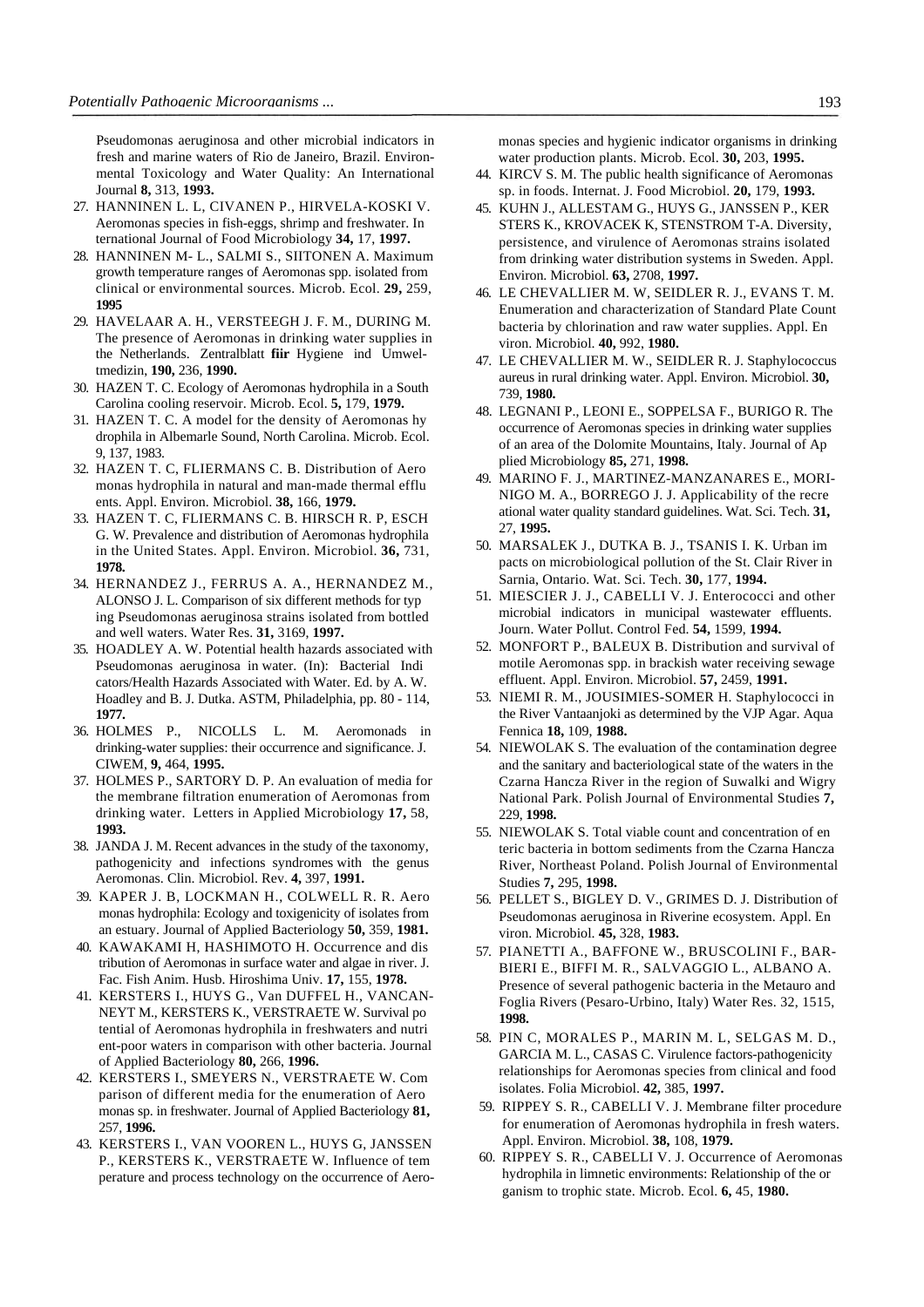Pseudomonas aeruginosa and other microbial indicators in fresh and marine waters of Rio de Janeiro, Brazil. Environmental Toxicology and Water Quality: An International Journal **8,** 313, **1993.**

27. HANNINEN L. L, CIVANEN P., HIRVELA-KOSKI V. Aeromonas species in fish-eggs, shrimp and freshwater. International Journal of Food Microbiology **34,** 17, **1997.**
28. HANNINEN M- L., SALMI S., SIITONEN A. Maximum growth temperature ranges of Aeromonas spp. isolated from clinical or environmental sources. Microb. Ecol. **29,** 259, **1995**
29. HAVELAAR A. H., VERSTEEGH J. F. M., DURING M. The presence of Aeromonas in drinking water supplies in the Netherlands. Zentralblatt **fiir** Hygiene ind Umweltmedizin, **190,** 236, **1990.**
30. HAZEN T. C. Ecology of Aeromonas hydrophila in a South Carolina cooling reservoir. Microb. Ecol. **5,** 179, **1979.**
31. HAZEN T. C. A model for the density of Aeromonas hydrophila in Albemarle Sound, North Carolina. Microb. Ecol. 9, 137, 1983.
32. HAZEN T. C, FLIERMANS C. B. Distribution of Aeromonas hydrophila in natural and man-made thermal effluents. Appl. Environ. Microbiol. **38,** 166, **1979.**
33. HAZEN T. C, FLIERMANS C. B. HIRSCH R. P, ESCH G. W. Prevalence and distribution of Aeromonas hydrophila in the United States. Appl. Environ. Microbiol. **36,** 731, **1978.**
34. HERNANDEZ J., FERRUS A. A., HERNANDEZ M., ALONSO J. L. Comparison of six different methods for typing Pseudomonas aeruginosa strains isolated from bottled and well waters. Water Res. **31,** 3169, **1997.**
35. HOADLEY A. W. Potential health hazards associated with Pseudomonas aeruginosa in water. (In): Bacterial Indicators/Health Hazards Associated with Water. Ed. by A. W. Hoadley and B. J. Dutka. ASTM, Philadelphia, pp. 80 - 114, **1977.**
36. HOLMES P., NICOLLS L. M. Aeromonads in drinking-water supplies: their occurrence and significance. J. CIWEM, **9,** 464, **1995.**
37. HOLMES P., SARTORY D. P. An evaluation of media for the membrane filtration enumeration of Aeromonas from drinking water. Letters in Applied Microbiology **17,** 58, **1993.**
38. JANDA J. M. Recent advances in the study of the taxonomy, pathogenicity and infections syndromes with the genus Aeromonas. Clin. Microbiol. Rev. **4,** 397, **1991.**
39. KAPER J. B, LOCKMAN H., COLWELL R. R. Aeromonas hydrophila: Ecology and toxigenicity of isolates from an estuary. Journal of Applied Bacteriology **50,** 359, **1981.**
40. KAWAKAMI H, HASHIMOTO H. Occurrence and distribution of Aeromonas in surface water and algae in river. J. Fac. Fish Anim. Husb. Hiroshima Univ. **17,** 155, **1978.**
41. KERSTERS I., HUYS G., Van DUFFEL H., VANCANNEYT M., KERSTERS K., VERSTRAETE W. Survival potential of Aeromonas hydrophila in freshwaters and nutrient-poor waters in comparison with other bacteria. Journal of Applied Bacteriology **80,** 266, **1996.**
42. KERSTERS I., SMEYERS N., VERSTRAETE W. Comparison of different media for the enumeration of Aeromonas sp. in freshwater. Journal of Applied Bacteriology **81,** 257, **1996.**
43. KERSTERS I., VAN VOOREN L., HUYS G, JANSSEN P., KERSTERS K., VERSTRAETE W. Influence of temperature and process technology on the occurrence of Aeromonas species and hygienic indicator organisms in drinking water production plants. Microb. Ecol. **30,** 203, **1995.**
44. KIRCV S. M. The public health significance of Aeromonas sp. in foods. Internat. J. Food Microbiol. **20,** 179, **1993.**
45. KUHN J., ALLESTAM G., HUYS G., JANSSEN P., KERSTERS K., KROVACEK K, STENSTROM T-A. Diversity, persistence, and virulence of Aeromonas strains isolated from drinking water distribution systems in Sweden. Appl. Environ. Microbiol. **63,** 2708, **1997.**
46. LE CHEVALLIER M. W, SEIDLER R. J., EVANS T. M. Enumeration and characterization of Standard Plate Count bacteria by chlorination and raw water supplies. Appl. Environ. Microbiol. **40,** 992, **1980.**
47. LE CHEVALLIER M. W., SEIDLER R. J. Staphylococcus aureus in rural drinking water. Appl. Environ. Microbiol. **30,** 739, **1980.**
48. LEGNANI P., LEONI E., SOPPELSA F., BURIGO R. The occurrence of Aeromonas species in drinking water supplies of an area of the Dolomite Mountains, Italy. Journal of Applied Microbiology **85,** 271, **1998.**
49. MARINO F. J., MARTINEZ-MANZANARES E., MORINIGO M. A., BORREGO J. J. Applicability of the recreational water quality standard guidelines. Wat. Sci. Tech. **31,** 27, **1995.**
50. MARSALEK J., DUTKA B. J., TSANIS I. K. Urban impacts on microbiological pollution of the St. Clair River in Sarnia, Ontario. Wat. Sci. Tech. **30,** 177, **1994.**
51. MIESCIER J. J., CABELLI V. J. Enterococci and other microbial indicators in municipal wastewater effluents. Journ. Water Pollut. Control Fed. **54,** 1599, **1994.**
52. MONFORT P., BALEUX B. Distribution and survival of motile Aeromonas spp. in brackish water receiving sewage effluent. Appl. Environ. Microbiol. **57,** 2459, **1991.**
53. NIEMI R. M., JOUSIMIES-SOMER H. Staphylococci in the River Vantaanjoki as determined by the VJP Agar. Aqua Fennica **18,** 109, **1988.**
54. NIEWOLAK S. The evaluation of the contamination degree and the sanitary and bacteriological state of the waters in the Czarna Hancza River in the region of Suwalki and Wigry National Park. Polish Journal of Environmental Studies **7,** 229, **1998.**
55. NIEWOLAK S. Total viable count and concentration of enteric bacteria in bottom sediments from the Czarna Hancza River, Northeast Poland. Polish Journal of Environmental Studies **7,** 295, **1998.**
56. PELLET S., BIGLEY D. V., GRIMES D. J. Distribution of Pseudomonas aeruginosa in Riverine ecosystem. Appl. Environ. Microbiol. **45,** 328, **1983.**
57. PIANETTI A., BAFFONE W., BRUSCOLINI F., BARBIERI E., BIFFI M. R., SALVAGGIO L., ALBANO A. Presence of several pathogenic bacteria in the Metauro and Foglia Rivers (Pesaro-Urbino, Italy) Water Res. 32, 1515, **1998.**
58. PIN C, MORALES P., MARIN M. L, SELGAS M. D., GARCIA M. L., CASAS C. Virulence factors-pathogenicity relationships for Aeromonas species from clinical and food isolates. Folia Microbiol. **42,** 385, **1997.**
59. RIPPEY S. R., CABELLI V. J. Membrane filter procedure for enumeration of Aeromonas hydrophila in fresh waters. Appl. Environ. Microbiol. **38,** 108, **1979.**
60. RIPPEY S. R., CABELLI V. J. Occurrence of Aeromonas hydrophila in limnetic environments: Relationship of the organism to trophic state. Microb. Ecol. **6,** 45, **1980.**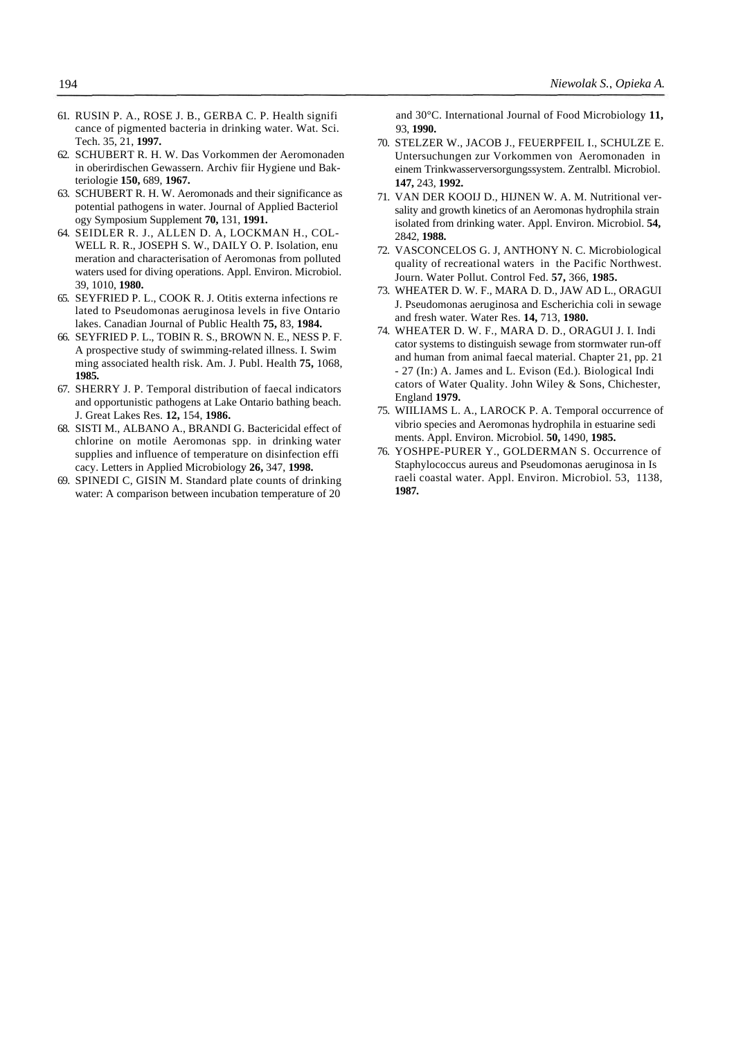61. RUSIN P. A., ROSE J. B., GERBA C. P. Health significance of pigmented bacteria in drinking water. Wat. Sci. Tech. 35, 21, **1997.**
62. SCHUBERT R. H. W. Das Vorkommen der Aeromonaden in oberirdischen Gewassern. Archiv fiir Hygiene und Bakteriologie **150,** 689, **1967.**
63. SCHUBERT R. H. W. Aeromonads and their significance as potential pathogens in water. Journal of Applied Bacteriology Symposium Supplement **70,** 131, **1991.**
64. SEIDLER R. J., ALLEN D. A, LOCKMAN H., COLWELL R. R., JOSEPH S. W., DAILY O. P. Isolation, enumeration and characterisation of Aeromonas from polluted waters used for diving operations. Appl. Environ. Microbiol. 39, 1010, **1980.**
65. SEYFRIED P. L., COOK R. J. Otitis externa infections related to Pseudomonas aeruginosa levels in five Ontario lakes. Canadian Journal of Public Health **75,** 83, **1984.**
66. SEYFRIED P. L., TOBIN R. S., BROWN N. E., NESS P. F. A prospective study of swimming-related illness. I. Swimming associated health risk. Am. J. Publ. Health **75,** 1068, **1985.**
67. SHERRY J. P. Temporal distribution of faecal indicators and opportunistic pathogens at Lake Ontario bathing beach. J. Great Lakes Res. **12,** 154, **1986.**
68. SISTI M., ALBANO A., BRANDI G. Bactericidal effect of chlorine on motile Aeromonas spp. in drinking water supplies and influence of temperature on disinfection efficacy. Letters in Applied Microbiology **26,** 347, **1998.**
69. SPINEDI C, GISIN M. Standard plate counts of drinking water: A comparison between incubation temperature of 20 and 30°C. International Journal of Food Microbiology **11,** 93, **1990.**
70. STELZER W., JACOB J., FEUERPFEIL I., SCHULZE E. Untersuchungen zur Vorkommen von Aeromonaden in einem Trinkwasserversorgungssystem. Zentralbl. Microbiol. **147,** 243, **1992.**
71. VAN DER KOOIJ D., HIJNEN W. A. M. Nutritional versality and growth kinetics of an Aeromonas hydrophila strain isolated from drinking water. Appl. Environ. Microbiol. **54,** 2842, **1988.**
72. VASCONCELOS G. J, ANTHONY N. C. Microbiological quality of recreational waters in the Pacific Northwest. Journ. Water Pollut. Control Fed. **57,** 366, **1985.**
73. WHEATER D. W. F., MARA D. D., JAW AD L., ORAGUI J. Pseudomonas aeruginosa and Escherichia coli in sewage and fresh water. Water Res. **14,** 713, **1980.**
74. WHEATER D. W. F., MARA D. D., ORAGUI J. I. Indicator systems to distinguish sewage from stormwater run-off and human from animal faecal material. Chapter 21, pp. 21 - 27 (In:) A. James and L. Evison (Ed.). Biological Indicators of Water Quality. John Wiley & Sons, Chichester, England **1979.**
75. WIILIAMS L. A., LAROCK P. A. Temporal occurrence of vibrio species and Aeromonas hydrophila in estuarine sediments. Appl. Environ. Microbiol. **50,** 1490, **1985.**
76. YOSHPE-PURER Y., GOLDERMAN S. Occurrence of Staphylococcus aureus and Pseudomonas aeruginosa in Israeli coastal water. Appl. Environ. Microbiol. 53, 1138, **1987.**